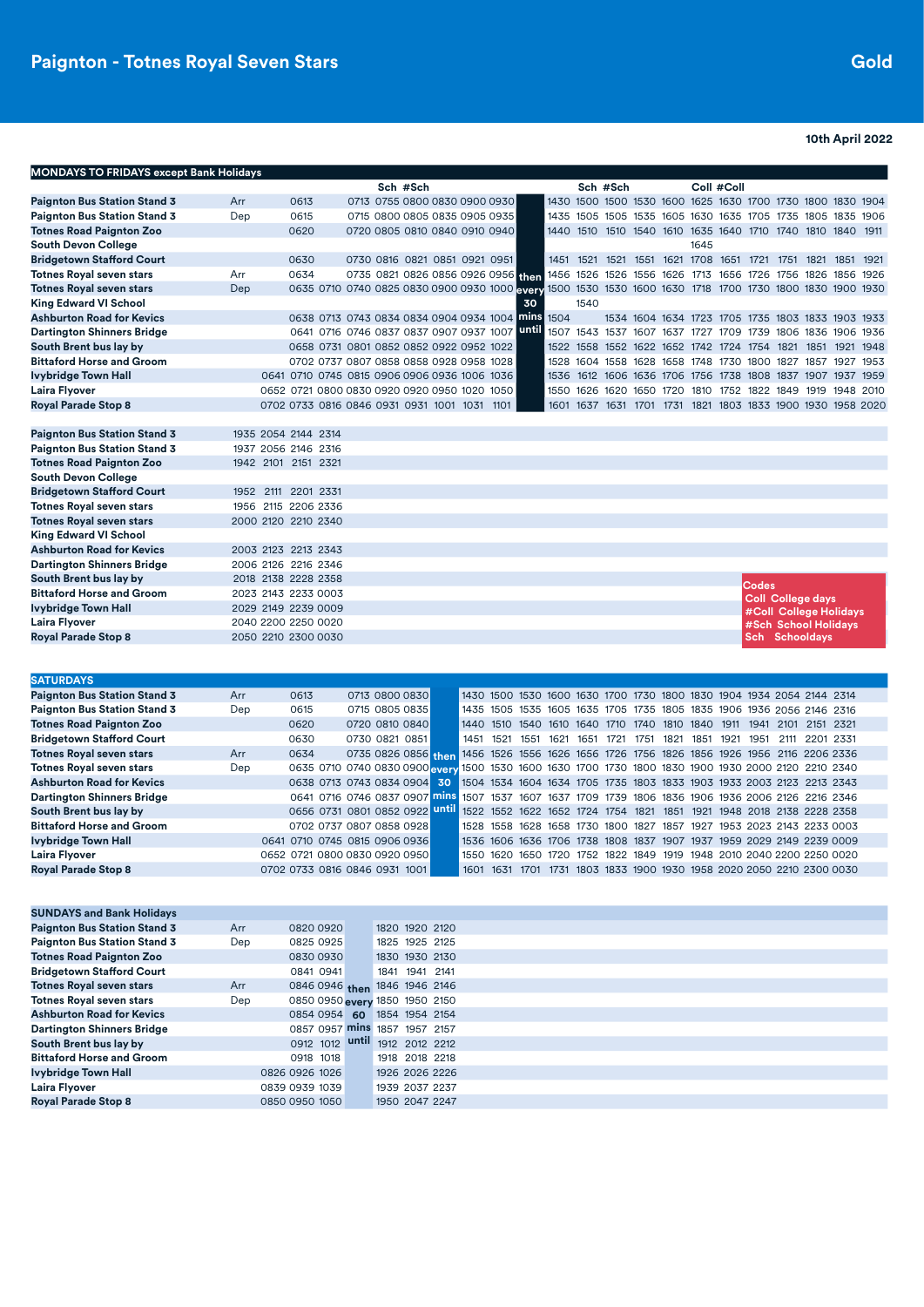# Paignton - Totnes Royal Seven Stars

**Gold**

10th April 2022

## MONDAYS TO FRIDAYS except Bank Holidays

| Stop | | | | | | Sch | #Sch | | | | then every 30 mins until | | Sch | #Sch | | | Coll | #Coll | | | | | |
|---|---|---|---|---|---|---|---|---|---|---|---|---|---|---|---|---|---|---|---|---|---|---|---|
| Paignton Bus Station Stand 3 | Arr | | 0613 | | 0713 | 0755 | 0800 | 0830 | 0900 | 0930 | | 1430 | 1500 | 1500 | 1530 | 1600 | 1625 | 1630 | 1700 | 1730 | 1800 | 1830 | 1904 |
| Paignton Bus Station Stand 3 | Dep | | 0615 | | 0715 | 0800 | 0805 | 0835 | 0905 | 0935 | | 1435 | 1505 | 1505 | 1535 | 1605 | 1630 | 1635 | 1705 | 1735 | 1805 | 1835 | 1906 |
| Totnes Road Paignton Zoo | | | 0620 | | 0720 | 0805 | 0810 | 0840 | 0910 | 0940 | | 1440 | 1510 | 1510 | 1540 | 1610 | 1635 | 1640 | 1710 | 1740 | 1810 | 1840 | 1911 |
| South Devon College | | | | | | | | | | | | | | | | | 1645 | | | | | | |
| Bridgetown Stafford Court | | | 0630 | | 0730 | 0816 | 0821 | 0851 | 0921 | 0951 | | 1451 | 1521 | 1521 | 1551 | 1621 | 1708 | 1651 | 1721 | 1751 | 1821 | 1851 | 1921 |
| Totnes Royal seven stars | Arr | | 0634 | | 0735 | 0821 | 0826 | 0856 | 0926 | 0956 | | 1456 | 1526 | 1526 | 1556 | 1626 | 1713 | 1656 | 1726 | 1756 | 1826 | 1856 | 1926 |
| Totnes Royal seven stars | Dep | | 0635 | 0710 | 0740 | 0825 | 0830 | 0900 | 0930 | 1000 | | 1500 | 1530 | 1530 | 1600 | 1630 | 1718 | 1700 | 1730 | 1800 | 1830 | 1900 | 1930 |
| King Edward VI School | | | | | | | | | | | | | 1540 | | | | | | | | | | |
| Ashburton Road for Kevics | | | 0638 | 0713 | 0743 | 0834 | 0834 | 0904 | 0934 | 1004 | | 1504 | | 1534 | 1604 | 1634 | 1723 | 1705 | 1735 | 1803 | 1833 | 1903 | 1933 |
| Dartington Shinners Bridge | | | 0641 | 0716 | 0746 | 0837 | 0837 | 0907 | 0937 | 1007 | | 1507 | 1543 | 1537 | 1607 | 1637 | 1727 | 1709 | 1739 | 1806 | 1836 | 1906 | 1936 |
| South Brent bus lay by | | | 0658 | 0731 | 0801 | 0852 | 0852 | 0922 | 0952 | 1022 | | 1522 | 1558 | 1552 | 1622 | 1652 | 1742 | 1724 | 1754 | 1821 | 1851 | 1921 | 1948 |
| Bittaford Horse and Groom | | | 0702 | 0737 | 0807 | 0858 | 0858 | 0928 | 0958 | 1028 | | 1528 | 1604 | 1558 | 1628 | 1658 | 1748 | 1730 | 1800 | 1827 | 1857 | 1927 | 1953 |
| Ivybridge Town Hall | | 0641 | 0710 | 0745 | 0815 | 0906 | 0906 | 0936 | 1006 | 1036 | | 1536 | 1612 | 1606 | 1636 | 1706 | 1756 | 1738 | 1808 | 1837 | 1907 | 1937 | 1959 |
| Laira Flyover | | 0652 | 0721 | 0800 | 0830 | 0920 | 0920 | 0950 | 1020 | 1050 | | 1550 | 1626 | 1620 | 1650 | 1720 | 1810 | 1752 | 1822 | 1849 | 1919 | 1948 | 2010 |
| Royal Parade Stop 8 | | 0702 | 0733 | 0816 | 0846 | 0931 | 0931 | 1001 | 1031 | 1101 | | 1601 | 1637 | 1631 | 1701 | 1731 | 1821 | 1803 | 1833 | 1900 | 1930 | 1958 | 2020 |

| Stop | | | | |
|---|---|---|---|---|
| Paignton Bus Station Stand 3 | 1935 | 2054 | 2144 | 2314 |
| Paignton Bus Station Stand 3 | 1937 | 2056 | 2146 | 2316 |
| Totnes Road Paignton Zoo | 1942 | 2101 | 2151 | 2321 |
| South Devon College | | | | |
| Bridgetown Stafford Court | 1952 | 2111 | 2201 | 2331 |
| Totnes Royal seven stars | 1956 | 2115 | 2206 | 2336 |
| Totnes Royal seven stars | 2000 | 2120 | 2210 | 2340 |
| King Edward VI School | | | | |
| Ashburton Road for Kevics | 2003 | 2123 | 2213 | 2343 |
| Dartington Shinners Bridge | 2006 | 2126 | 2216 | 2346 |
| South Brent bus lay by | 2018 | 2138 | 2228 | 2358 |
| Bittaford Horse and Groom | 2023 | 2143 | 2233 | 0003 |
| Ivybridge Town Hall | 2029 | 2149 | 2239 | 0009 |
| Laira Flyover | 2040 | 2200 | 2250 | 0020 |
| Royal Parade Stop 8 | 2050 | 2210 | 2300 | 0030 |

**Codes**
- Coll College days
- #Coll College Holidays
- #Sch School Holidays
- Sch Schooldays

## SATURDAYS

| Stop | | | | | | | | then every 30 mins until | | | | | | | | | | | | | | |
|---|---|---|---|---|---|---|---|---|---|---|---|---|---|---|---|---|---|---|---|---|---|---|
| Paignton Bus Station Stand 3 | Arr | | 0613 | | 0713 | 0800 | 0830 | | 1430 | 1500 | 1530 | 1600 | 1630 | 1700 | 1730 | 1800 | 1830 | 1904 | 1934 | 2054 | 2144 | 2314 |
| Paignton Bus Station Stand 3 | Dep | | 0615 | | 0715 | 0805 | 0835 | | 1435 | 1505 | 1535 | 1605 | 1635 | 1705 | 1735 | 1805 | 1835 | 1906 | 1936 | 2056 | 2146 | 2316 |
| Totnes Road Paignton Zoo | | | 0620 | | 0720 | 0810 | 0840 | | 1440 | 1510 | 1540 | 1610 | 1640 | 1710 | 1740 | 1810 | 1840 | 1911 | 1941 | 2101 | 2151 | 2321 |
| Bridgetown Stafford Court | | | 0630 | | 0730 | 0821 | 0851 | | 1451 | 1521 | 1551 | 1621 | 1651 | 1721 | 1751 | 1821 | 1851 | 1921 | 1951 | 2111 | 2201 | 2331 |
| Totnes Royal seven stars | Arr | | 0634 | | 0735 | 0826 | 0856 | | 1456 | 1526 | 1556 | 1626 | 1656 | 1726 | 1756 | 1826 | 1856 | 1926 | 1956 | 2116 | 2206 | 2336 |
| Totnes Royal seven stars | Dep | | 0635 | 0710 | 0740 | 0830 | 0900 | | 1500 | 1530 | 1600 | 1630 | 1700 | 1730 | 1800 | 1830 | 1900 | 1930 | 2000 | 2120 | 2210 | 2340 |
| Ashburton Road for Kevics | | | 0638 | 0713 | 0743 | 0834 | 0904 | | 1504 | 1534 | 1604 | 1634 | 1705 | 1735 | 1803 | 1833 | 1903 | 1933 | 2003 | 2123 | 2213 | 2343 |
| Dartington Shinners Bridge | | | 0641 | 0716 | 0746 | 0837 | 0907 | | 1507 | 1537 | 1607 | 1637 | 1709 | 1739 | 1806 | 1836 | 1906 | 1936 | 2006 | 2126 | 2216 | 2346 |
| South Brent bus lay by | | | 0656 | 0731 | 0801 | 0852 | 0922 | | 1522 | 1552 | 1622 | 1652 | 1724 | 1754 | 1821 | 1851 | 1921 | 1948 | 2018 | 2138 | 2228 | 2358 |
| Bittaford Horse and Groom | | | 0702 | 0737 | 0807 | 0858 | 0928 | | 1528 | 1558 | 1628 | 1658 | 1730 | 1800 | 1827 | 1857 | 1927 | 1953 | 2023 | 2143 | 2233 | 0003 |
| Ivybridge Town Hall | | 0641 | 0710 | 0745 | 0815 | 0906 | 0936 | | 1536 | 1606 | 1636 | 1706 | 1738 | 1808 | 1837 | 1907 | 1937 | 1959 | 2029 | 2149 | 2239 | 0009 |
| Laira Flyover | | 0652 | 0721 | 0800 | 0830 | 0920 | 0950 | | 1550 | 1620 | 1650 | 1720 | 1752 | 1822 | 1849 | 1919 | 1948 | 2010 | 2040 | 2200 | 2250 | 0020 |
| Royal Parade Stop 8 | | 0702 | 0733 | 0816 | 0846 | 0931 | 1001 | | 1601 | 1631 | 1701 | 1731 | 1803 | 1833 | 1900 | 1930 | 1958 | 2020 | 2050 | 2210 | 2300 | 0030 |

## SUNDAYS and Bank Holidays

| Stop | | | | | then every 60 mins until | | | |
|---|---|---|---|---|---|---|---|---|
| Paignton Bus Station Stand 3 | Arr | | 0820 | 0920 | | 1820 | 1920 | 2120 |
| Paignton Bus Station Stand 3 | Dep | | 0825 | 0925 | | 1825 | 1925 | 2125 |
| Totnes Road Paignton Zoo | | | 0830 | 0930 | | 1830 | 1930 | 2130 |
| Bridgetown Stafford Court | | | 0841 | 0941 | | 1841 | 1941 | 2141 |
| Totnes Royal seven stars | Arr | | 0846 | 0946 | | 1846 | 1946 | 2146 |
| Totnes Royal seven stars | Dep | | 0850 | 0950 | | 1850 | 1950 | 2150 |
| Ashburton Road for Kevics | | | 0854 | 0954 | | 1854 | 1954 | 2154 |
| Dartington Shinners Bridge | | | 0857 | 0957 | | 1857 | 1957 | 2157 |
| South Brent bus lay by | | | 0912 | 1012 | | 1912 | 2012 | 2212 |
| Bittaford Horse and Groom | | | 0918 | 1018 | | 1918 | 2018 | 2218 |
| Ivybridge Town Hall | | 0826 | 0926 | 1026 | | 1926 | 2026 | 2226 |
| Laira Flyover | | 0839 | 0939 | 1039 | | 1939 | 2037 | 2237 |
| Royal Parade Stop 8 | | 0850 | 0950 | 1050 | | 1950 | 2047 | 2247 |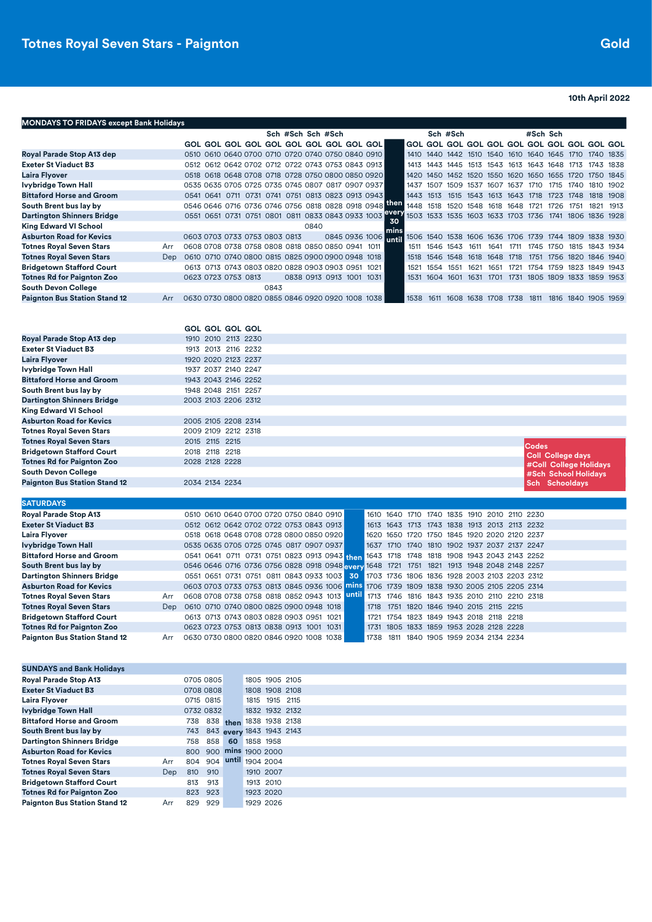# Totnes Royal Seven Stars - Paignton

**Gold**

**10th April 2022**

## MONDAYS TO FRIDAYS except Bank Holidays

| | | | | | | Sch | #Sch | Sch | #Sch | | | | | Sch | #Sch | | | | #Sch | Sch | | | | |
|---|---|---|---|---|---|---|---|---|---|---|---|---|---|---|---|---|---|---|---|---|---|---|---|---|
| | | GOL | GOL | GOL | GOL | GOL | GOL | GOL | GOL | GOL | GOL | | GOL | GOL | GOL | GOL | GOL | GOL | GOL | GOL | GOL | GOL | GOL |
| **Royal Parade Stop A13 dep** | | 0510 | 0610 | 0640 | 0700 | 0710 | 0720 | 0740 | 0750 | 0840 | 0910 | then every 30 mins until | 1410 | 1440 | 1442 | 1510 | 1540 | 1610 | 1640 | 1645 | 1710 | 1740 | 1835 |
| **Exeter St Viaduct B3** | | 0512 | 0612 | 0642 | 0702 | 0712 | 0722 | 0743 | 0753 | 0843 | 0913 | | 1413 | 1443 | 1445 | 1513 | 1543 | 1613 | 1643 | 1648 | 1713 | 1743 | 1838 |
| **Laira Flyover** | | 0518 | 0618 | 0648 | 0708 | 0718 | 0728 | 0750 | 0800 | 0850 | 0920 | | 1420 | 1450 | 1452 | 1520 | 1550 | 1620 | 1650 | 1655 | 1720 | 1750 | 1845 |
| **Ivybridge Town Hall** | | 0535 | 0635 | 0705 | 0725 | 0735 | 0745 | 0807 | 0817 | 0907 | 0937 | | 1437 | 1507 | 1509 | 1537 | 1607 | 1637 | 1710 | 1715 | 1740 | 1810 | 1902 |
| **Bittaford Horse and Groom** | | 0541 | 0641 | 0711 | 0731 | 0741 | 0751 | 0813 | 0823 | 0913 | 0943 | | 1443 | 1513 | 1515 | 1543 | 1613 | 1643 | 1718 | 1723 | 1748 | 1818 | 1908 |
| **South Brent bus lay by** | | 0546 | 0646 | 0716 | 0736 | 0746 | 0756 | 0818 | 0828 | 0918 | 0948 | | 1448 | 1518 | 1520 | 1548 | 1618 | 1648 | 1721 | 1726 | 1751 | 1821 | 1913 |
| **Dartington Shinners Bridge** | | 0551 | 0651 | 0731 | 0751 | 0801 | 0811 | 0833 | 0843 | 0933 | 1003 | | 1503 | 1533 | 1535 | 1603 | 1633 | 1703 | 1736 | 1741 | 1806 | 1836 | 1928 |
| **King Edward VI School** | | | | | | | | 0840 | | | | | | | | | | | | | | | |
| **Asburton Road for Kevics** | | 0603 | 0703 | 0733 | 0753 | 0803 | 0813 | | 0845 | 0936 | 1006 | | 1506 | 1540 | 1538 | 1606 | 1636 | 1706 | 1739 | 1744 | 1809 | 1838 | 1930 |
| **Totnes Royal Seven Stars** | Arr | 0608 | 0708 | 0738 | 0758 | 0808 | 0818 | 0850 | 0850 | 0941 | 1011 | | 1511 | 1546 | 1543 | 1611 | 1641 | 1711 | 1745 | 1750 | 1815 | 1843 | 1934 |
| **Totnes Royal Seven Stars** | Dep | 0610 | 0710 | 0740 | 0800 | 0815 | 0825 | 0900 | 0900 | 0948 | 1018 | | 1518 | 1546 | 1548 | 1618 | 1648 | 1718 | 1751 | 1756 | 1820 | 1846 | 1940 |
| **Bridgetown Stafford Court** | | 0613 | 0713 | 0743 | 0803 | 0820 | 0828 | 0903 | 0903 | 0951 | 1021 | | 1521 | 1554 | 1551 | 1621 | 1651 | 1721 | 1754 | 1759 | 1823 | 1849 | 1943 |
| **Totnes Rd for Paignton Zoo** | | 0623 | 0723 | 0753 | 0813 | | 0838 | 0913 | 0913 | 1001 | 1031 | | 1531 | 1604 | 1601 | 1631 | 1701 | 1731 | 1805 | 1809 | 1833 | 1859 | 1953 |
| **South Devon College** | | | | | | 0843 | | | | | | | | | | | | | | | | | |
| **Paignton Bus Station Stand 12** | Arr | 0630 | 0730 | 0800 | 0820 | 0855 | 0846 | 0920 | 0920 | 1008 | 1038 | | 1538 | 1611 | 1608 | 1638 | 1708 | 1738 | 1811 | 1816 | 1840 | 1905 | 1959 |

| | GOL | GOL | GOL | GOL |
|---|---|---|---|---|
| **Royal Parade Stop A13 dep** | 1910 | 2010 | 2113 | 2230 |
| **Exeter St Viaduct B3** | 1913 | 2013 | 2116 | 2232 |
| **Laira Flyover** | 1920 | 2020 | 2123 | 2237 |
| **Ivybridge Town Hall** | 1937 | 2037 | 2140 | 2247 |
| **Bittaford Horse and Groom** | 1943 | 2043 | 2146 | 2252 |
| **South Brent bus lay by** | 1948 | 2048 | 2151 | 2257 |
| **Dartington Shinners Bridge** | 2003 | 2103 | 2206 | 2312 |
| **King Edward VI School** | | | | |
| **Asburton Road for Kevics** | 2005 | 2105 | 2208 | 2314 |
| **Totnes Royal Seven Stars** | 2009 | 2109 | 2212 | 2318 |
| **Totnes Royal Seven Stars** | 2015 | 2115 | 2215 | |
| **Bridgetown Stafford Court** | 2018 | 2118 | 2218 | |
| **Totnes Rd for Paignton Zoo** | 2028 | 2128 | 2228 | |
| **South Devon College** | | | | |
| **Paignton Bus Station Stand 12** | 2034 | 2134 | 2234 | |

**Codes**
- Coll College days
- #Coll College Holidays
- #Sch School Holidays
- Sch Schooldays

## SATURDAYS

| | | | | | | | | | | | | | | | | | | | |
|---|---|---|---|---|---|---|---|---|---|---|---|---|---|---|---|---|---|---|---|
| **Royal Parade Stop A13** | | 0510 | 0610 | 0640 | 0700 | 0720 | 0750 | 0840 | 0910 | then every 30 mins until | 1610 | 1640 | 1710 | 1740 | 1835 | 1910 | 2010 | 2110 | 2230 |
| **Exeter St Viaduct B3** | | 0512 | 0612 | 0642 | 0702 | 0722 | 0753 | 0843 | 0913 | | 1613 | 1643 | 1713 | 1743 | 1838 | 1913 | 2013 | 2113 | 2232 |
| **Laira Flyover** | | 0518 | 0618 | 0648 | 0708 | 0728 | 0800 | 0850 | 0920 | | 1620 | 1650 | 1720 | 1750 | 1845 | 1920 | 2020 | 2120 | 2237 |
| **Ivybridge Town Hall** | | 0535 | 0635 | 0705 | 0725 | 0745 | 0817 | 0907 | 0937 | | 1637 | 1710 | 1740 | 1810 | 1902 | 1937 | 2037 | 2137 | 2247 |
| **Bittaford Horse and Groom** | | 0541 | 0641 | 0711 | 0731 | 0751 | 0823 | 0913 | 0943 | | 1643 | 1718 | 1748 | 1818 | 1908 | 1943 | 2043 | 2143 | 2252 |
| **South Brent bus lay by** | | 0546 | 0646 | 0716 | 0736 | 0756 | 0828 | 0918 | 0948 | | 1648 | 1721 | 1751 | 1821 | 1913 | 1948 | 2048 | 2148 | 2257 |
| **Dartington Shinners Bridge** | | 0551 | 0651 | 0731 | 0751 | 0811 | 0843 | 0933 | 1003 | | 1703 | 1736 | 1806 | 1836 | 1928 | 2003 | 2103 | 2203 | 2312 |
| **Asburton Road for Kevics** | | 0603 | 0703 | 0733 | 0753 | 0813 | 0845 | 0936 | 1006 | | 1706 | 1739 | 1809 | 1838 | 1930 | 2005 | 2105 | 2205 | 2314 |
| **Totnes Royal Seven Stars** | Arr | 0608 | 0708 | 0738 | 0758 | 0818 | 0852 | 0943 | 1013 | | 1713 | 1746 | 1816 | 1843 | 1935 | 2010 | 2110 | 2210 | 2318 |
| **Totnes Royal Seven Stars** | Dep | 0610 | 0710 | 0740 | 0800 | 0825 | 0900 | 0948 | 1018 | | 1718 | 1751 | 1820 | 1846 | 1940 | 2015 | 2115 | 2215 | |
| **Bridgetown Stafford Court** | | 0613 | 0713 | 0743 | 0803 | 0828 | 0903 | 0951 | 1021 | | 1721 | 1754 | 1823 | 1849 | 1943 | 2018 | 2118 | 2218 | |
| **Totnes Rd for Paignton Zoo** | | 0623 | 0723 | 0753 | 0813 | 0838 | 0913 | 1001 | 1031 | | 1731 | 1805 | 1833 | 1859 | 1953 | 2028 | 2128 | 2228 | |
| **Paignton Bus Station Stand 12** | Arr | 0630 | 0730 | 0800 | 0820 | 0846 | 0920 | 1008 | 1038 | | 1738 | 1811 | 1840 | 1905 | 1959 | 2034 | 2134 | 2234 | |

## SUNDAYS and Bank Holidays

| | | | | | | | |
|---|---|---|---|---|---|---|---|
| **Royal Parade Stop A13** | | 0705 | 0805 | then every 60 mins until | 1805 | 1905 | 2105 |
| **Exeter St Viaduct B3** | | 0708 | 0808 | | 1808 | 1908 | 2108 |
| **Laira Flyover** | | 0715 | 0815 | | 1815 | 1915 | 2115 |
| **Ivybridge Town Hall** | | 0732 | 0832 | | 1832 | 1932 | 2132 |
| **Bittaford Horse and Groom** | | 738 | 838 | | 1838 | 1938 | 2138 |
| **South Brent bus lay by** | | 743 | 843 | | 1843 | 1943 | 2143 |
| **Dartington Shinners Bridge** | | 758 | 858 | | 1858 | 1958 | |
| **Asburton Road for Kevics** | | 800 | 900 | | 1900 | 2000 | |
| **Totnes Royal Seven Stars** | Arr | 804 | 904 | | 1904 | 2004 | |
| **Totnes Royal Seven Stars** | Dep | 810 | 910 | | 1910 | 2007 | |
| **Bridgetown Stafford Court** | | 813 | 913 | | 1913 | 2010 | |
| **Totnes Rd for Paignton Zoo** | | 823 | 923 | | 1923 | 2020 | |
| **Paignton Bus Station Stand 12** | Arr | 829 | 929 | | 1929 | 2026 | |